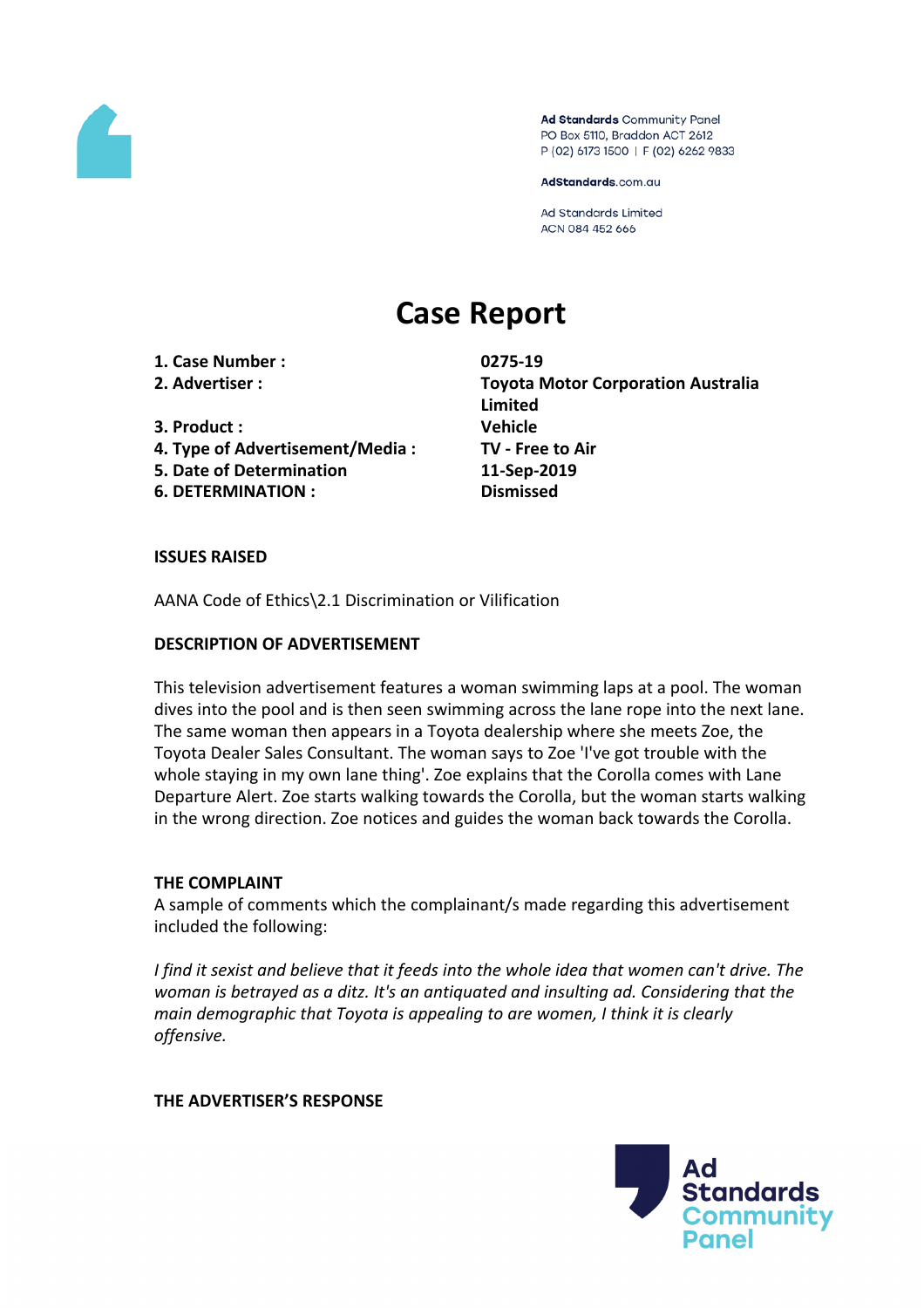Ad Standards Community Panel
PO Box 5110, Braddon ACT 2612
P (02) 6173 1500 | F (02) 6262 9833

AdStandards.com.au

Ad Standards Limited
ACN 084 452 666

# Case Report

| | |
|---|---|
| **1. Case Number :** | **0275-19** |
| **2. Advertiser :** | **Toyota Motor Corporation Australia Limited** |
| **3. Product :** | **Vehicle** |
| **4. Type of Advertisement/Media :** | **TV - Free to Air** |
| **5. Date of Determination** | **11-Sep-2019** |
| **6. DETERMINATION :** | **Dismissed** |

**ISSUES RAISED**

AANA Code of Ethics\2.1 Discrimination or Vilification

**DESCRIPTION OF ADVERTISEMENT**

This television advertisement features a woman swimming laps at a pool. The woman dives into the pool and is then seen swimming across the lane rope into the next lane. The same woman then appears in a Toyota dealership where she meets Zoe, the Toyota Dealer Sales Consultant. The woman says to Zoe 'I've got trouble with the whole staying in my own lane thing'. Zoe explains that the Corolla comes with Lane Departure Alert. Zoe starts walking towards the Corolla, but the woman starts walking in the wrong direction. Zoe notices and guides the woman back towards the Corolla.

**THE COMPLAINT**

A sample of comments which the complainant/s made regarding this advertisement included the following:

*I find it sexist and believe that it feeds into the whole idea that women can't drive. The woman is betrayed as a ditz. It's an antiquated and insulting ad. Considering that the main demographic that Toyota is appealing to are women, I think it is clearly offensive.*

**THE ADVERTISER'S RESPONSE**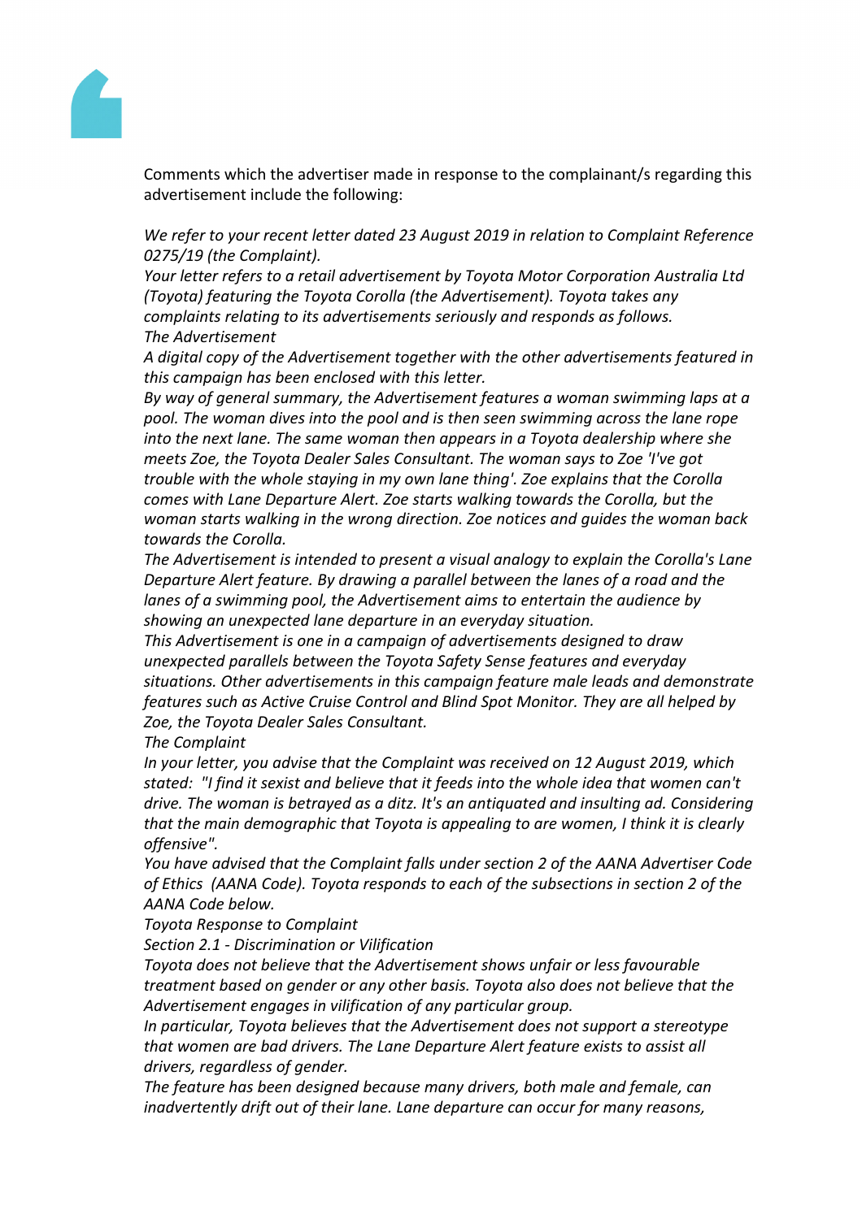Comments which the advertiser made in response to the complainant/s regarding this advertisement include the following:

*We refer to your recent letter dated 23 August 2019 in relation to Complaint Reference 0275/19 (the Complaint).*

*Your letter refers to a retail advertisement by Toyota Motor Corporation Australia Ltd (Toyota) featuring the Toyota Corolla (the Advertisement). Toyota takes any complaints relating to its advertisements seriously and responds as follows.*

*The Advertisement*

*A digital copy of the Advertisement together with the other advertisements featured in this campaign has been enclosed with this letter.*

*By way of general summary, the Advertisement features a woman swimming laps at a pool. The woman dives into the pool and is then seen swimming across the lane rope into the next lane. The same woman then appears in a Toyota dealership where she meets Zoe, the Toyota Dealer Sales Consultant. The woman says to Zoe 'I've got trouble with the whole staying in my own lane thing'. Zoe explains that the Corolla comes with Lane Departure Alert. Zoe starts walking towards the Corolla, but the woman starts walking in the wrong direction. Zoe notices and guides the woman back towards the Corolla.*

*The Advertisement is intended to present a visual analogy to explain the Corolla's Lane Departure Alert feature. By drawing a parallel between the lanes of a road and the lanes of a swimming pool, the Advertisement aims to entertain the audience by showing an unexpected lane departure in an everyday situation.*

*This Advertisement is one in a campaign of advertisements designed to draw unexpected parallels between the Toyota Safety Sense features and everyday situations. Other advertisements in this campaign feature male leads and demonstrate features such as Active Cruise Control and Blind Spot Monitor. They are all helped by Zoe, the Toyota Dealer Sales Consultant.*

*The Complaint*

*In your letter, you advise that the Complaint was received on 12 August 2019, which stated: "I find it sexist and believe that it feeds into the whole idea that women can't drive. The woman is betrayed as a ditz. It's an antiquated and insulting ad. Considering that the main demographic that Toyota is appealing to are women, I think it is clearly offensive".*

*You have advised that the Complaint falls under section 2 of the AANA Advertiser Code of Ethics (AANA Code). Toyota responds to each of the subsections in section 2 of the AANA Code below.*

*Toyota Response to Complaint*

*Section 2.1 - Discrimination or Vilification*

*Toyota does not believe that the Advertisement shows unfair or less favourable treatment based on gender or any other basis. Toyota also does not believe that the Advertisement engages in vilification of any particular group.*

*In particular, Toyota believes that the Advertisement does not support a stereotype that women are bad drivers. The Lane Departure Alert feature exists to assist all drivers, regardless of gender.*

*The feature has been designed because many drivers, both male and female, can inadvertently drift out of their lane. Lane departure can occur for many reasons,*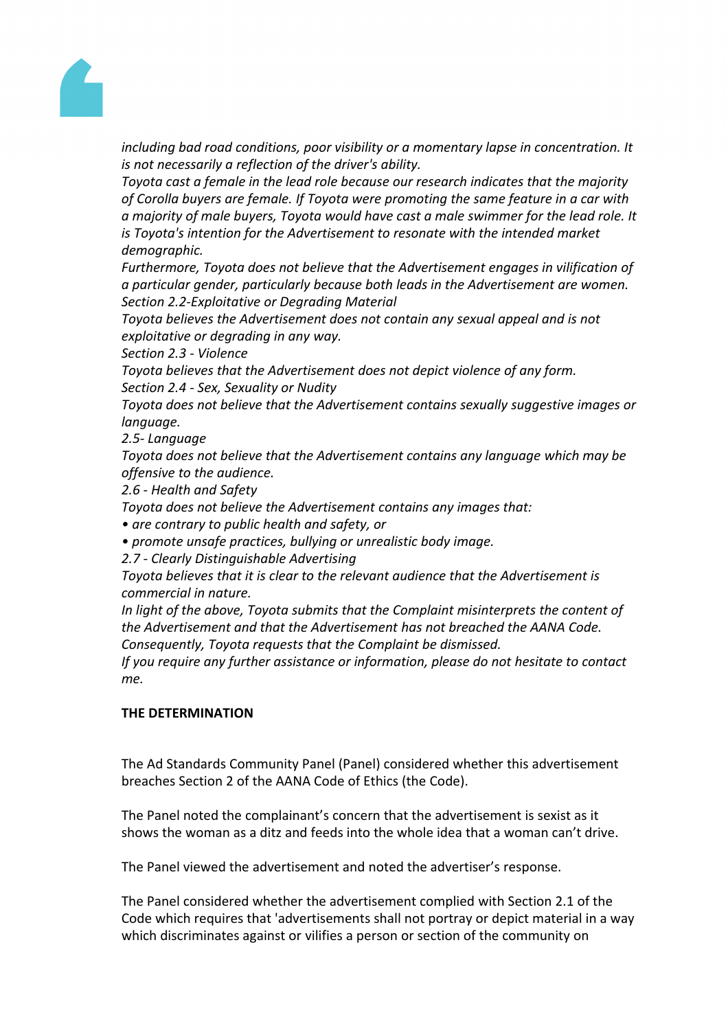*including bad road conditions, poor visibility or a momentary lapse in concentration. It is not necessarily a reflection of the driver's ability.*

*Toyota cast a female in the lead role because our research indicates that the majority of Corolla buyers are female. If Toyota were promoting the same feature in a car with a majority of male buyers, Toyota would have cast a male swimmer for the lead role. It is Toyota's intention for the Advertisement to resonate with the intended market demographic.*

*Furthermore, Toyota does not believe that the Advertisement engages in vilification of a particular gender, particularly because both leads in the Advertisement are women.*

*Section 2.2-Exploitative or Degrading Material*

*Toyota believes the Advertisement does not contain any sexual appeal and is not exploitative or degrading in any way.*

*Section 2.3 - Violence*

*Toyota believes that the Advertisement does not depict violence of any form.*

*Section 2.4 - Sex, Sexuality or Nudity*

*Toyota does not believe that the Advertisement contains sexually suggestive images or language.*

*2.5- Language*

*Toyota does not believe that the Advertisement contains any language which may be offensive to the audience.*

*2.6 - Health and Safety*

*Toyota does not believe the Advertisement contains any images that:*

- *are contrary to public health and safety, or*
- *promote unsafe practices, bullying or unrealistic body image.*

*2.7 - Clearly Distinguishable Advertising*

*Toyota believes that it is clear to the relevant audience that the Advertisement is commercial in nature.*

*In light of the above, Toyota submits that the Complaint misinterprets the content of the Advertisement and that the Advertisement has not breached the AANA Code. Consequently, Toyota requests that the Complaint be dismissed.*

*If you require any further assistance or information, please do not hesitate to contact me.*

**THE DETERMINATION**

The Ad Standards Community Panel (Panel) considered whether this advertisement breaches Section 2 of the AANA Code of Ethics (the Code).

The Panel noted the complainant's concern that the advertisement is sexist as it shows the woman as a ditz and feeds into the whole idea that a woman can't drive.

The Panel viewed the advertisement and noted the advertiser's response.

The Panel considered whether the advertisement complied with Section 2.1 of the Code which requires that 'advertisements shall not portray or depict material in a way which discriminates against or vilifies a person or section of the community on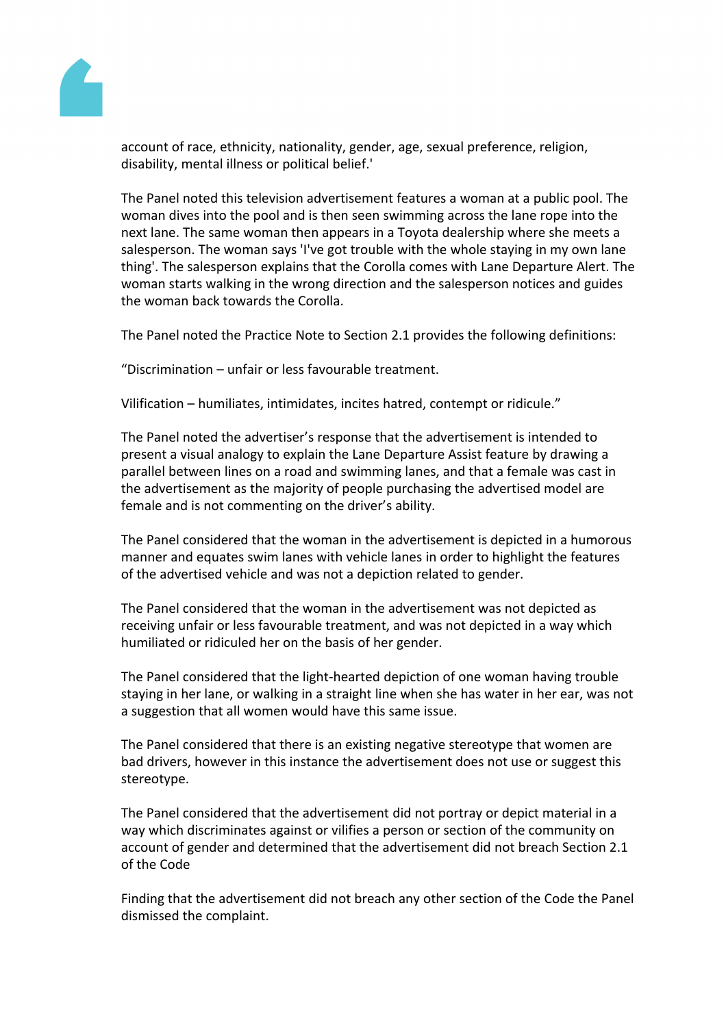account of race, ethnicity, nationality, gender, age, sexual preference, religion, disability, mental illness or political belief.'

The Panel noted this television advertisement features a woman at a public pool. The woman dives into the pool and is then seen swimming across the lane rope into the next lane. The same woman then appears in a Toyota dealership where she meets a salesperson. The woman says 'I've got trouble with the whole staying in my own lane thing'. The salesperson explains that the Corolla comes with Lane Departure Alert. The woman starts walking in the wrong direction and the salesperson notices and guides the woman back towards the Corolla.

The Panel noted the Practice Note to Section 2.1 provides the following definitions:

“Discrimination – unfair or less favourable treatment.

Vilification – humiliates, intimidates, incites hatred, contempt or ridicule.”

The Panel noted the advertiser’s response that the advertisement is intended to present a visual analogy to explain the Lane Departure Assist feature by drawing a parallel between lines on a road and swimming lanes, and that a female was cast in the advertisement as the majority of people purchasing the advertised model are female and is not commenting on the driver’s ability.

The Panel considered that the woman in the advertisement is depicted in a humorous manner and equates swim lanes with vehicle lanes in order to highlight the features of the advertised vehicle and was not a depiction related to gender.

The Panel considered that the woman in the advertisement was not depicted as receiving unfair or less favourable treatment, and was not depicted in a way which humiliated or ridiculed her on the basis of her gender.

The Panel considered that the light-hearted depiction of one woman having trouble staying in her lane, or walking in a straight line when she has water in her ear, was not a suggestion that all women would have this same issue.

The Panel considered that there is an existing negative stereotype that women are bad drivers, however in this instance the advertisement does not use or suggest this stereotype.

The Panel considered that the advertisement did not portray or depict material in a way which discriminates against or vilifies a person or section of the community on account of gender and determined that the advertisement did not breach Section 2.1 of the Code

Finding that the advertisement did not breach any other section of the Code the Panel dismissed the complaint.